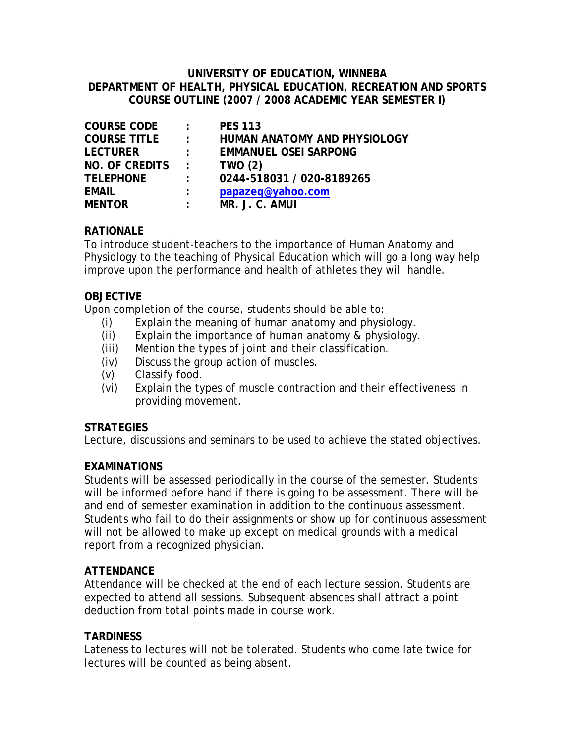# UNIVERSITY OF EDUCATION, WINNEBA
## DEPARTMENT OF HEALTH, PHYSICAL EDUCATION, RECREATION AND SPORTS
## COURSE OUTLINE (2007 / 2008 ACADEMIC YEAR SEMESTER I)

| | | |
|---|---|---|
| **COURSE CODE** | **:** | **PES 113** |
| **COURSE TITLE** | **:** | **HUMAN ANATOMY AND PHYSIOLOGY** |
| **LECTURER** | **:** | **EMMANUEL OSEI SARPONG** |
| **NO. OF CREDITS** | **:** | **TWO (2)** |
| **TELEPHONE** | **:** | **0244-518031 / 020-8189265** |
| **EMAIL** | **:** | **papazeq@yahoo.com** |
| **MENTOR** | **:** | **MR. J. C. AMUI** |

### RATIONALE

To introduce student-teachers to the importance of Human Anatomy and Physiology to the teaching of Physical Education which will go a long way help improve upon the performance and health of athletes they will handle.

### OBJECTIVE

Upon completion of the course, students should be able to:

- (i) Explain the meaning of human anatomy and physiology.
- (ii) Explain the importance of human anatomy & physiology.
- (iii) Mention the types of joint and their classification.
- (iv) Discuss the group action of muscles.
- (v) Classify food.
- (vi) Explain the types of muscle contraction and their effectiveness in providing movement.

### STRATEGIES

Lecture, discussions and seminars to be used to achieve the stated objectives.

### EXAMINATIONS

Students will be assessed periodically in the course of the semester. Students will be informed before hand if there is going to be assessment. There will be and end of semester examination in addition to the continuous assessment. Students who fail to do their assignments or show up for continuous assessment will not be allowed to make up except on medical grounds with a medical report from a recognized physician.

### ATTENDANCE

Attendance will be checked at the end of each lecture session. Students are expected to attend all sessions. Subsequent absences shall attract a point deduction from total points made in course work.

### TARDINESS

Lateness to lectures will not be tolerated. Students who come late twice for lectures will be counted as being absent.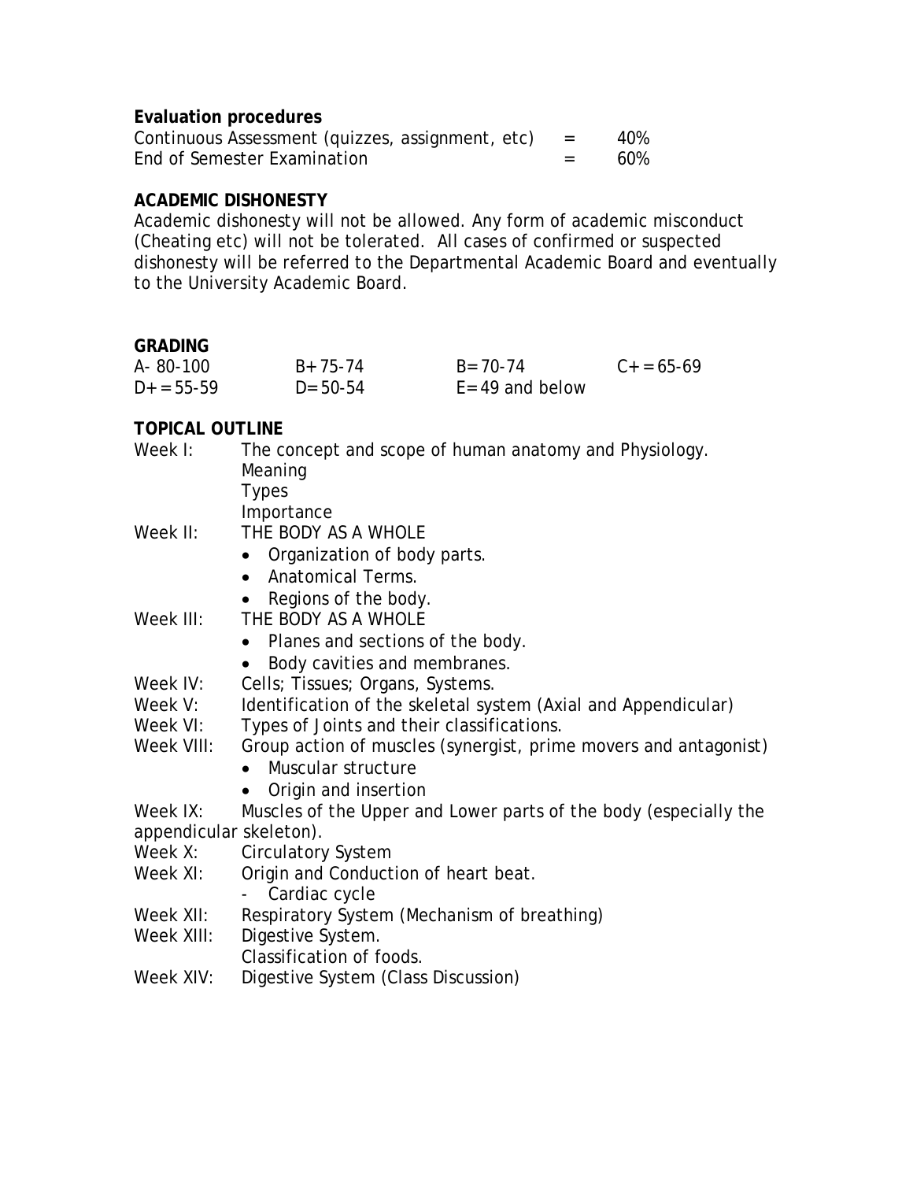**Evaluation procedures**

| | | |
|---|---|---|
| Continuous Assessment (quizzes, assignment, etc) | = | 40% |
| End of Semester Examination | = | 60% |

**ACADEMIC DISHONESTY**

Academic dishonesty will not be allowed. Any form of academic misconduct (Cheating etc) will not be tolerated. All cases of confirmed or suspected dishonesty will be referred to the Departmental Academic Board and eventually to the University Academic Board.

**GRADING**

| | | | |
|---|---|---|---|
| A- 80-100 | B+ 75-74 | B= 70-74 | C+ = 65-69 |
| D+ = 55-59 | D= 50-54 | E= 49 and below | |

**TOPICAL OUTLINE**

Week I: The concept and scope of human anatomy and Physiology.
Meaning
Types
Importance

Week II: THE BODY AS A WHOLE
- Organization of body parts.
- Anatomical Terms.
- Regions of the body.

Week III: THE BODY AS A WHOLE
- Planes and sections of the body.
- Body cavities and membranes.

Week IV: Cells; Tissues; Organs, Systems.

Week V: Identification of the skeletal system (Axial and Appendicular)

Week VI: Types of Joints and their classifications.

Week VIII: Group action of muscles (synergist, prime movers and antagonist)
- Muscular structure
- Origin and insertion

Week IX: Muscles of the Upper and Lower parts of the body (especially the appendicular skeleton).

Week X: Circulatory System

Week XI: Origin and Conduction of heart beat.
- Cardiac cycle

Week XII: Respiratory System (Mechanism of breathing)

Week XIII: Digestive System.
Classification of foods.

Week XIV: Digestive System (Class Discussion)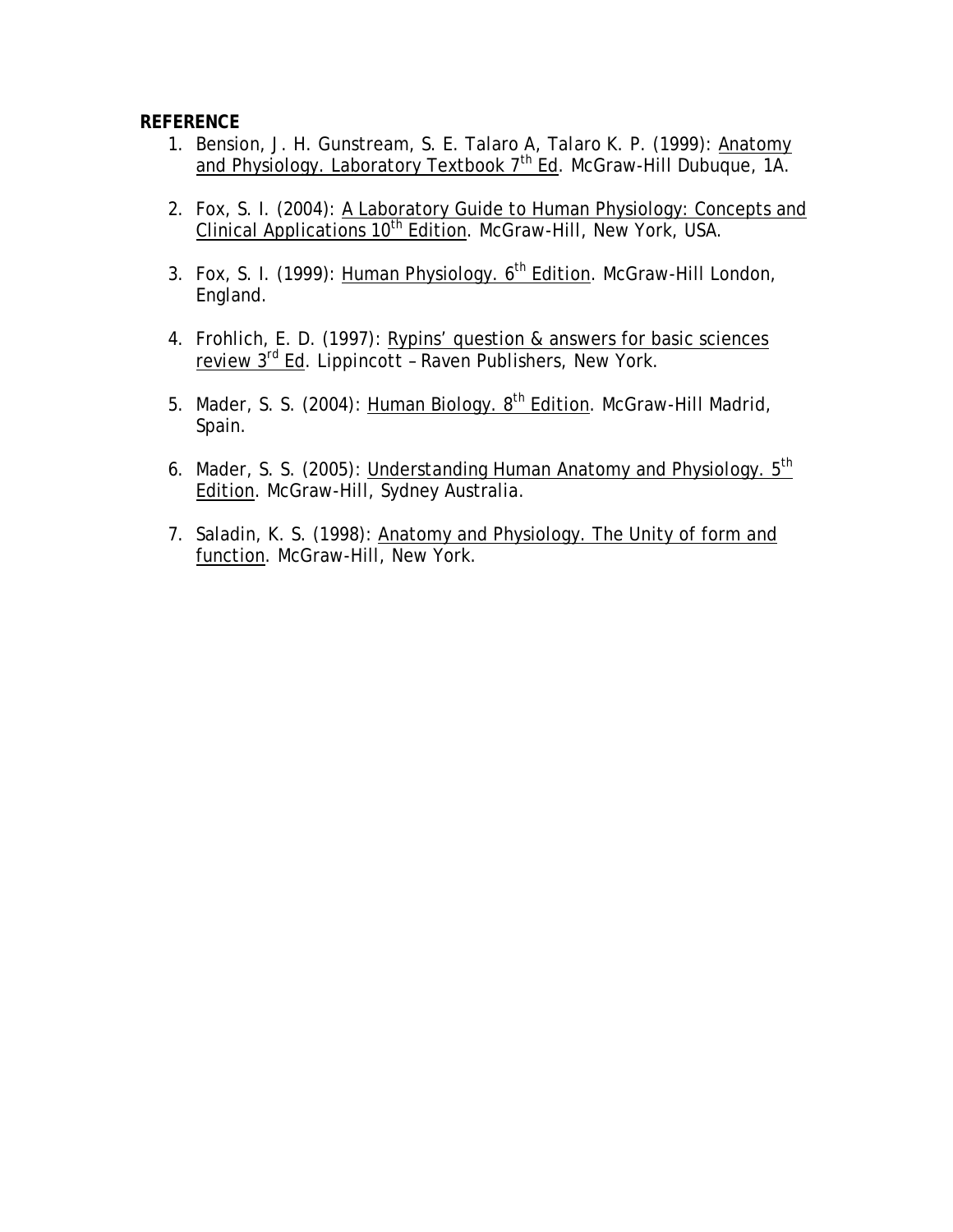**REFERENCE**

1. Bension, J. H. Gunstream, S. E. Talaro A, Talaro K. P. (1999): Anatomy and Physiology. Laboratory Textbook 7th Ed. McGraw-Hill Dubuque, 1A.

2. Fox, S. I. (2004): A Laboratory Guide to Human Physiology: Concepts and Clinical Applications 10th Edition. McGraw-Hill, New York, USA.

3. Fox, S. I. (1999): Human Physiology. 6th Edition. McGraw-Hill London, England.

4. Frohlich, E. D. (1997): Rypins' question & answers for basic sciences review 3rd Ed. Lippincott – Raven Publishers, New York.

5. Mader, S. S. (2004): Human Biology. 8th Edition. McGraw-Hill Madrid, Spain.

6. Mader, S. S. (2005): Understanding Human Anatomy and Physiology. 5th Edition. McGraw-Hill, Sydney Australia.

7. Saladin, K. S. (1998): Anatomy and Physiology. The Unity of form and function. McGraw-Hill, New York.